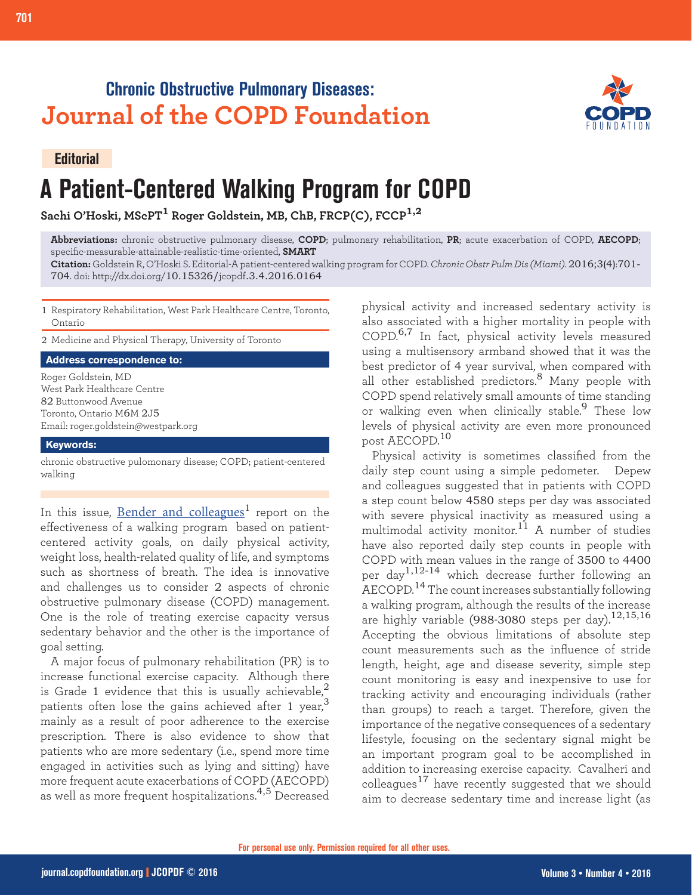# Chronic Obstructive Pulmonary Diseases: Journal of the COPD Foundation

**Editorial**

# A Patient-Centered Walking Program for COPD

**Sachi O'Hoski, MScPT[1] Roger Goldstein, MB, ChB, FRCP(C), FCCP[1,2]**

**Abbreviations:** chronic obstructive pulmonary disease, **COPD**; pulmonary rehabilitation, **PR**; acute exacerbation of COPD, **AECOPD**; specific-measurable-attainable-realistic-time-oriented, **SMART**

**Citation:** Goldstein R, O'Hoski S. Editorial-A patient-centered walking program for COPD. *Chronic Obstr Pulm Dis (Miami)*. 2016;3(4):701-704. doi: http://dx.doi.org/10.15326/jcopdf.3.4.2016.0164

1 Respiratory Rehabilitation, West Park Healthcare Centre, Toronto, Ontario

2 Medicine and Physical Therapy, University of Toronto

**Address correspondence to:**

Roger Goldstein, MD
West Park Healthcare Centre
82 Buttonwood Avenue
Toronto, Ontario M6M 2J5
Email: roger.goldstein@westpark.org

**Keywords:**

chronic obstructive pulomonary disease; COPD; patient-centered walking

In this issue, Bender and colleagues[1] report on the effectiveness of a walking program based on patient-centered activity goals, on daily physical activity, weight loss, health-related quality of life, and symptoms such as shortness of breath. The idea is innovative and challenges us to consider 2 aspects of chronic obstructive pulmonary disease (COPD) management. One is the role of treating exercise capacity versus sedentary behavior and the other is the importance of goal setting.

A major focus of pulmonary rehabilitation (PR) is to increase functional exercise capacity. Although there is Grade 1 evidence that this is usually achievable,[2] patients often lose the gains achieved after 1 year,[3] mainly as a result of poor adherence to the exercise prescription. There is also evidence to show that patients who are more sedentary (i.e., spend more time engaged in activities such as lying and sitting) have more frequent acute exacerbations of COPD (AECOPD) as well as more frequent hospitalizations.[4,5] Decreased physical activity and increased sedentary activity is also associated with a higher mortality in people with COPD.[6,7] In fact, physical activity levels measured using a multisensory armband showed that it was the best predictor of 4 year survival, when compared with all other established predictors.[8] Many people with COPD spend relatively small amounts of time standing or walking even when clinically stable.[9] These low levels of physical activity are even more pronounced post AECOPD.[10]

Physical activity is sometimes classified from the daily step count using a simple pedometer. Depew and colleagues suggested that in patients with COPD a step count below 4580 steps per day was associated with severe physical inactivity as measured using a multimodal activity monitor.[11] A number of studies have also reported daily step counts in people with COPD with mean values in the range of 3500 to 4400 per day[1,12-14] which decrease further following an AECOPD.[14] The count increases substantially following a walking program, although the results of the increase are highly variable (988-3080 steps per day).[12,15,16] Accepting the obvious limitations of absolute step count measurements such as the influence of stride length, height, age and disease severity, simple step count monitoring is easy and inexpensive to use for tracking activity and encouraging individuals (rather than groups) to reach a target. Therefore, given the importance of the negative consequences of a sedentary lifestyle, focusing on the sedentary signal might be an important program goal to be accomplished in addition to increasing exercise capacity. Cavalheri and colleagues[17] have recently suggested that we should aim to decrease sedentary time and increase light (as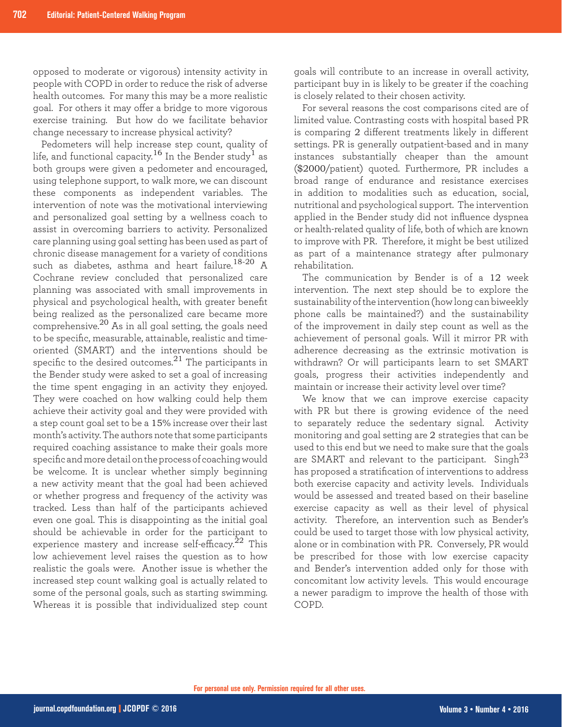opposed to moderate or vigorous) intensity activity in people with COPD in order to reduce the risk of adverse health outcomes. For many this may be a more realistic goal. For others it may offer a bridge to more vigorous exercise training. But how do we facilitate behavior change necessary to increase physical activity?

Pedometers will help increase step count, quality of life, and functional capacity.[16] In the Bender study[1] as both groups were given a pedometer and encouraged, using telephone support, to walk more, we can discount these components as independent variables. The intervention of note was the motivational interviewing and personalized goal setting by a wellness coach to assist in overcoming barriers to activity. Personalized care planning using goal setting has been used as part of chronic disease management for a variety of conditions such as diabetes, asthma and heart failure.[18-20] A Cochrane review concluded that personalized care planning was associated with small improvements in physical and psychological health, with greater benefit being realized as the personalized care became more comprehensive.[20] As in all goal setting, the goals need to be specific, measurable, attainable, realistic and time-oriented (SMART) and the interventions should be specific to the desired outcomes.[21] The participants in the Bender study were asked to set a goal of increasing the time spent engaging in an activity they enjoyed. They were coached on how walking could help them achieve their activity goal and they were provided with a step count goal set to be a 15% increase over their last month's activity. The authors note that some participants required coaching assistance to make their goals more specific and more detail on the process of coaching would be welcome. It is unclear whether simply beginning a new activity meant that the goal had been achieved or whether progress and frequency of the activity was tracked. Less than half of the participants achieved even one goal. This is disappointing as the initial goal should be achievable in order for the participant to experience mastery and increase self-efficacy.[22] This low achievement level raises the question as to how realistic the goals were. Another issue is whether the increased step count walking goal is actually related to some of the personal goals, such as starting swimming. Whereas it is possible that individualized step count goals will contribute to an increase in overall activity, participant buy in is likely to be greater if the coaching is closely related to their chosen activity.

For several reasons the cost comparisons cited are of limited value. Contrasting costs with hospital based PR is comparing 2 different treatments likely in different settings. PR is generally outpatient-based and in many instances substantially cheaper than the amount ($2000/patient) quoted. Furthermore, PR includes a broad range of endurance and resistance exercises in addition to modalities such as education, social, nutritional and psychological support. The intervention applied in the Bender study did not influence dyspnea or health-related quality of life, both of which are known to improve with PR. Therefore, it might be best utilized as part of a maintenance strategy after pulmonary rehabilitation.

The communication by Bender is of a 12 week intervention. The next step should be to explore the sustainability of the intervention (how long can biweekly phone calls be maintained?) and the sustainability of the improvement in daily step count as well as the achievement of personal goals. Will it mirror PR with adherence decreasing as the extrinsic motivation is withdrawn? Or will participants learn to set SMART goals, progress their activities independently and maintain or increase their activity level over time?

We know that we can improve exercise capacity with PR but there is growing evidence of the need to separately reduce the sedentary signal. Activity monitoring and goal setting are 2 strategies that can be used to this end but we need to make sure that the goals are SMART and relevant to the participant. Singh[23] has proposed a stratification of interventions to address both exercise capacity and activity levels. Individuals would be assessed and treated based on their baseline exercise capacity as well as their level of physical activity. Therefore, an intervention such as Bender's could be used to target those with low physical activity, alone or in combination with PR. Conversely, PR would be prescribed for those with low exercise capacity and Bender's intervention added only for those with concomitant low activity levels. This would encourage a newer paradigm to improve the health of those with COPD.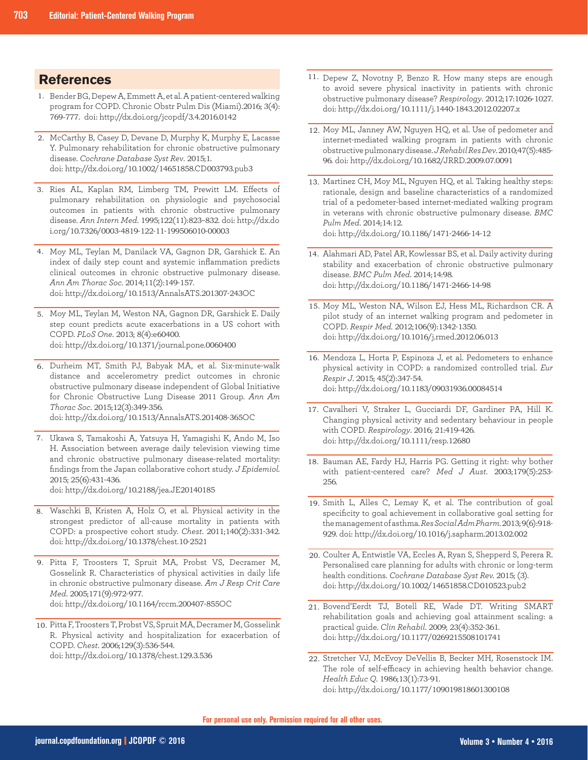## References

1. Bender BG, Depew A, Emmett A, et al. A patient-centered walking program for COPD. Chronic Obstr Pulm Dis (Miami).2016; 3(4): 769-777. doi: http://dx.doi.org/jcopdf/3.4.2016.0142

2. McCarthy B, Casey D, Devane D, Murphy K, Murphy E, Lacasse Y. Pulmonary rehabilitation for chronic obstructive pulmonary disease. *Cochrane Database Syst Rev*. 2015;1. doi: http://dx.doi.org/10.1002/14651858.CD003793.pub3

3. Ries AL, Kaplan RM, Limberg TM, Prewitt LM. Effects of pulmonary rehabilitation on physiologic and psychosocial outcomes in patients with chronic obstructive pulmonary disease. *Ann Intern Med*. 1995;122(11):823–832. doi: http://dx.doi.org/10.7326/0003-4819-122-11-199506010-00003

4. Moy ML, Teylan M, Danilack VA, Gagnon DR, Garshick E. An index of daily step count and systemic inflammation predicts clinical outcomes in chronic obstructive pulmonary disease. *Ann Am Thorac Soc*. 2014;11(2):149-157. doi: http://dx.doi.org/10.1513/AnnalsATS.201307-243OC

5. Moy ML, Teylan M, Weston NA, Gagnon DR, Garshick E. Daily step count predicts acute exacerbations in a US cohort with COPD. *PLoS One*. 2013; 8(4):e60400. doi: http://dx.doi.org/10.1371/journal.pone.0060400

6. Durheim MT, Smith PJ, Babyak MA, et al. Six-minute-walk distance and accelerometry predict outcomes in chronic obstructive pulmonary disease independent of Global Initiative for Chronic Obstructive Lung Disease 2011 Group. *Ann Am Thorac Soc*. 2015;12(3):349-356. doi: http://dx.doi.org/10.1513/AnnalsATS.201408-365OC

7. Ukawa S, Tamakoshi A, Yatsuya H, Yamagishi K, Ando M, Iso H. Association between average daily television viewing time and chronic obstructive pulmonary disease-related mortality: findings from the Japan collaborative cohort study. *J Epidemiol*. 2015; 25(6):431-436. doi: http://dx.doi.org/10.2188/jea.JE20140185

8. Waschki B, Kristen A, Holz O, et al. Physical activity in the strongest predictor of all-cause mortality in patients with COPD: a prospective cohort study. *Chest*. 2011;140(2):331-342. doi: http://dx.doi.org/10.1378/chest.10-2521

9. Pitta F, Troosters T, Spruit MA, Probst VS, Decramer M, Gosselink R. Characteristics of physical activities in daily life in chronic obstructive pulmonary disease. *Am J Resp Crit Care Med*. 2005;171(9):972-977. doi: http://dx.doi.org/10.1164/rccm.200407-855OC

10. Pitta F, Troosters T, Probst VS, Spruit MA, Decramer M, Gosselink R. Physical activity and hospitalization for exacerbation of COPD. *Chest*. 2006;129(3):536-544. doi: http://dx.doi.org/10.1378/chest.129.3.536

11. Depew Z, Novotny P, Benzo R. How many steps are enough to avoid severe physical inactivity in patients with chronic obstructive pulmonary disease? *Respirology*. 2012;17:1026-1027. doi: http://dx.doi.org/10.1111/j.1440-1843.2012.02207.x

12. Moy ML, Janney AW, Nguyen HQ, et al. Use of pedometer and internet-mediated walking program in patients with chronic obstructive pulmonary disease. *J Rehabil Res Dev*. 2010;47(5):485-96. doi: http://dx.doi.org/10.1682/JRRD.2009.07.0091

13. Martinez CH, Moy ML, Nguyen HQ, et al. Taking healthy steps: rationale, design and baseline characteristics of a randomized trial of a pedometer-based internet-mediated walking program in veterans with chronic obstructive pulmonary disease. *BMC Pulm Med*. 2014;14:12. doi: http://dx.doi.org/10.1186/1471-2466-14-12

14. Alahmari AD, Patel AR, Kowlessar BS, et al. Daily activity during stability and exacerbation of chronic obstructive pulmonary disease. *BMC Pulm Med*. 2014;14:98. doi: http://dx.doi.org/10.1186/1471-2466-14-98

15. Moy ML, Weston NA, Wilson EJ, Hess ML, Richardson CR. A pilot study of an internet walking program and pedometer in COPD. *Respir Med*. 2012;106(9):1342-1350. doi: http://dx.doi.org/10.1016/j.rmed.2012.06.013

16. Mendoza L, Horta P, Espinoza J, et al. Pedometers to enhance physical activity in COPD: a randomized controlled trial. *Eur Respir J*. 2015; 45(2):347-54. doi: http://dx.doi.org/10.1183/09031936.00084514

17. Cavalheri V, Straker L, Gucciardi DF, Gardiner PA, Hill K. Changing physical activity and sedentary behaviour in people with COPD. *Respirology*. 2016; 21:419-426. doi: http://dx.doi.org/10.1111/resp.12680

18. Bauman AE, Fardy HJ, Harris PG. Getting it right: why bother with patient-centered care? *Med J Aust*. 2003;179(5):253-256.

19. Smith L, Alles C, Lemay K, et al. The contribution of goal specificity to goal achievement in collaborative goal setting for the management of asthma. *Res Social Adm Pharm*. 2013;9(6):918-929. doi: http://dx.doi.org/10.1016/j.sapharm.2013.02.002

20. Coulter A, Entwistle VA, Eccles A, Ryan S, Shepperd S, Perera R. Personalised care planning for adults with chronic or long-term health conditions. *Cochrane Database Syst Rev*. 2015; (3). doi: http://dx.doi.org/10.1002/14651858.CD010523.pub2

21. Bovend'Eerdt TJ, Botell RE, Wade DT. Writing SMART rehabilitation goals and achieving goal attainment scaling: a practical guide. *Clin Rehabil*. 2009; 23(4):352-361. doi: http://dx.doi.org/10.1177/0269215508101741

22. Stretcher VJ, McEvoy DeVellis B, Becker MH, Rosenstock IM. The role of self-efficacy in achieving health behavior change. *Health Educ Q*. 1986;13(1):73-91. doi: http://dx.doi.org/10.1177/109019818601300108

For personal use only. Permission required for all other uses.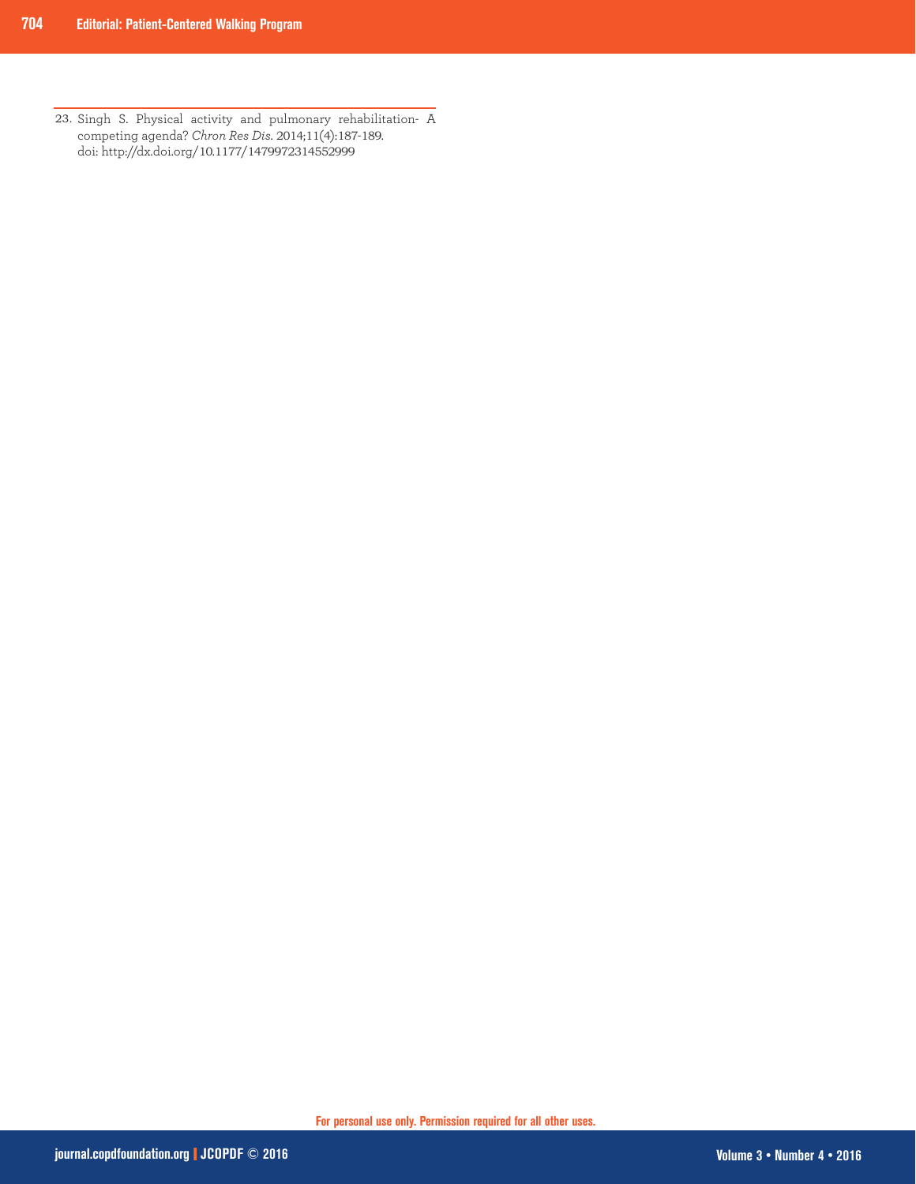23. Singh S. Physical activity and pulmonary rehabilitation- A competing agenda? *Chron Res Dis.* 2014;11(4):187-189. doi: http://dx.doi.org/10.1177/1479972314552999

For personal use only. Permission required for all other uses.